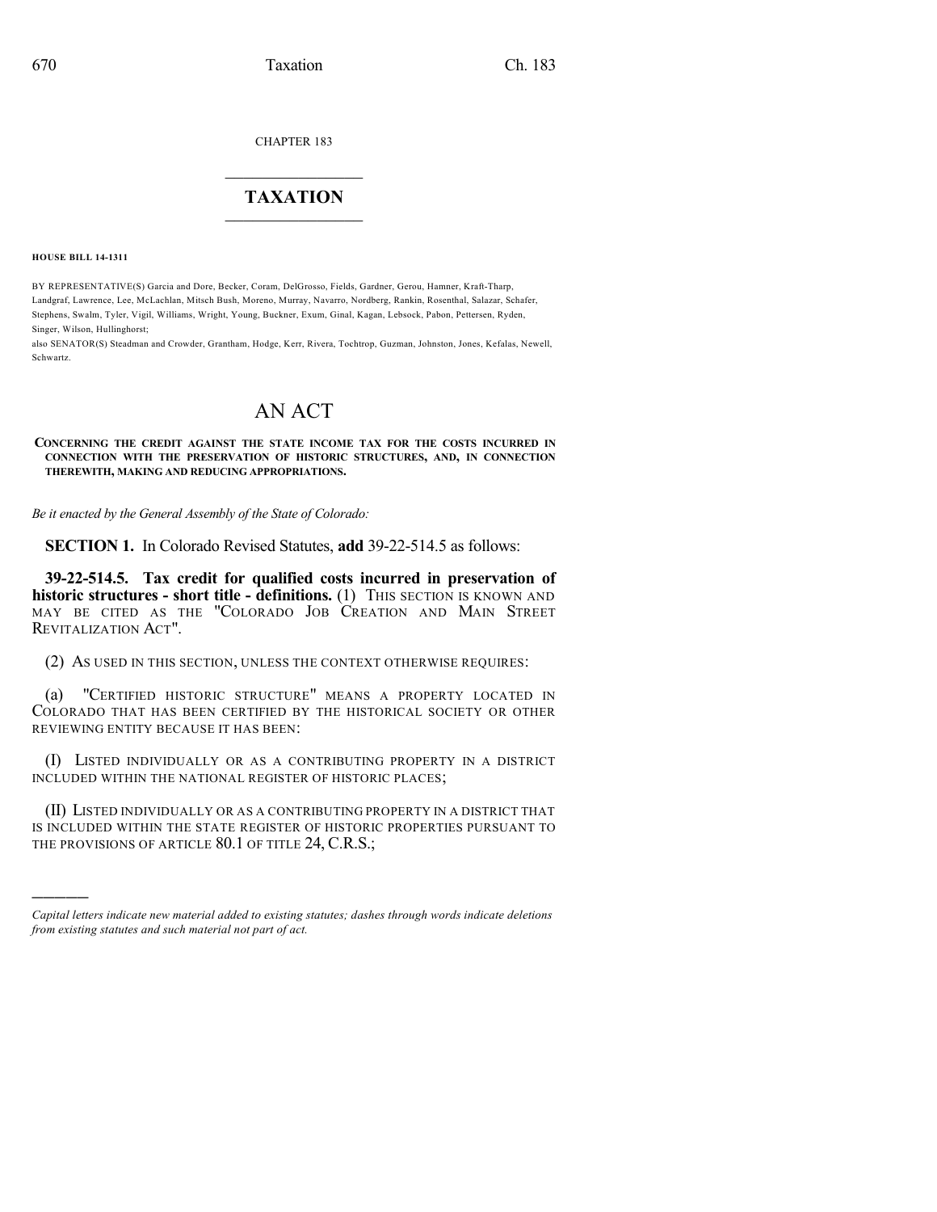CHAPTER 183

# TAXATION

**HOUSE BILL 14-1311**

BY REPRESENTATIVE(S) Garcia and Dore, Becker, Coram, DelGrosso, Fields, Gardner, Gerou, Hamner, Kraft-Tharp, Landgraf, Lawrence, Lee, McLachlan, Mitsch Bush, Moreno, Murray, Navarro, Nordberg, Rankin, Rosenthal, Salazar, Schafer, Stephens, Swalm, Tyler, Vigil, Williams, Wright, Young, Buckner, Exum, Ginal, Kagan, Lebsock, Pabon, Pettersen, Ryden, Singer, Wilson, Hullinghorst;

also SENATOR(S) Steadman and Crowder, Grantham, Hodge, Kerr, Rivera, Tochtrop, Guzman, Johnston, Jones, Kefalas, Newell, Schwartz.

# AN ACT

**CONCERNING THE CREDIT AGAINST THE STATE INCOME TAX FOR THE COSTS INCURRED IN CONNECTION WITH THE PRESERVATION OF HISTORIC STRUCTURES, AND, IN CONNECTION THEREWITH, MAKING AND REDUCING APPROPRIATIONS.**

*Be it enacted by the General Assembly of the State of Colorado:*

**SECTION 1.** In Colorado Revised Statutes, **add** 39-22-514.5 as follows:

**39-22-514.5. Tax credit for qualified costs incurred in preservation of historic structures - short title - definitions.** (1) THIS SECTION IS KNOWN AND MAY BE CITED AS THE "COLORADO JOB CREATION AND MAIN STREET REVITALIZATION ACT".

(2) AS USED IN THIS SECTION, UNLESS THE CONTEXT OTHERWISE REQUIRES:

(a) "CERTIFIED HISTORIC STRUCTURE" MEANS A PROPERTY LOCATED IN COLORADO THAT HAS BEEN CERTIFIED BY THE HISTORICAL SOCIETY OR OTHER REVIEWING ENTITY BECAUSE IT HAS BEEN:

(I) LISTED INDIVIDUALLY OR AS A CONTRIBUTING PROPERTY IN A DISTRICT INCLUDED WITHIN THE NATIONAL REGISTER OF HISTORIC PLACES;

(II) LISTED INDIVIDUALLY OR AS A CONTRIBUTING PROPERTY IN A DISTRICT THAT IS INCLUDED WITHIN THE STATE REGISTER OF HISTORIC PROPERTIES PURSUANT TO THE PROVISIONS OF ARTICLE 80.1 OF TITLE 24, C.R.S.;

---

*Capital letters indicate new material added to existing statutes; dashes through words indicate deletions from existing statutes and such material not part of act.*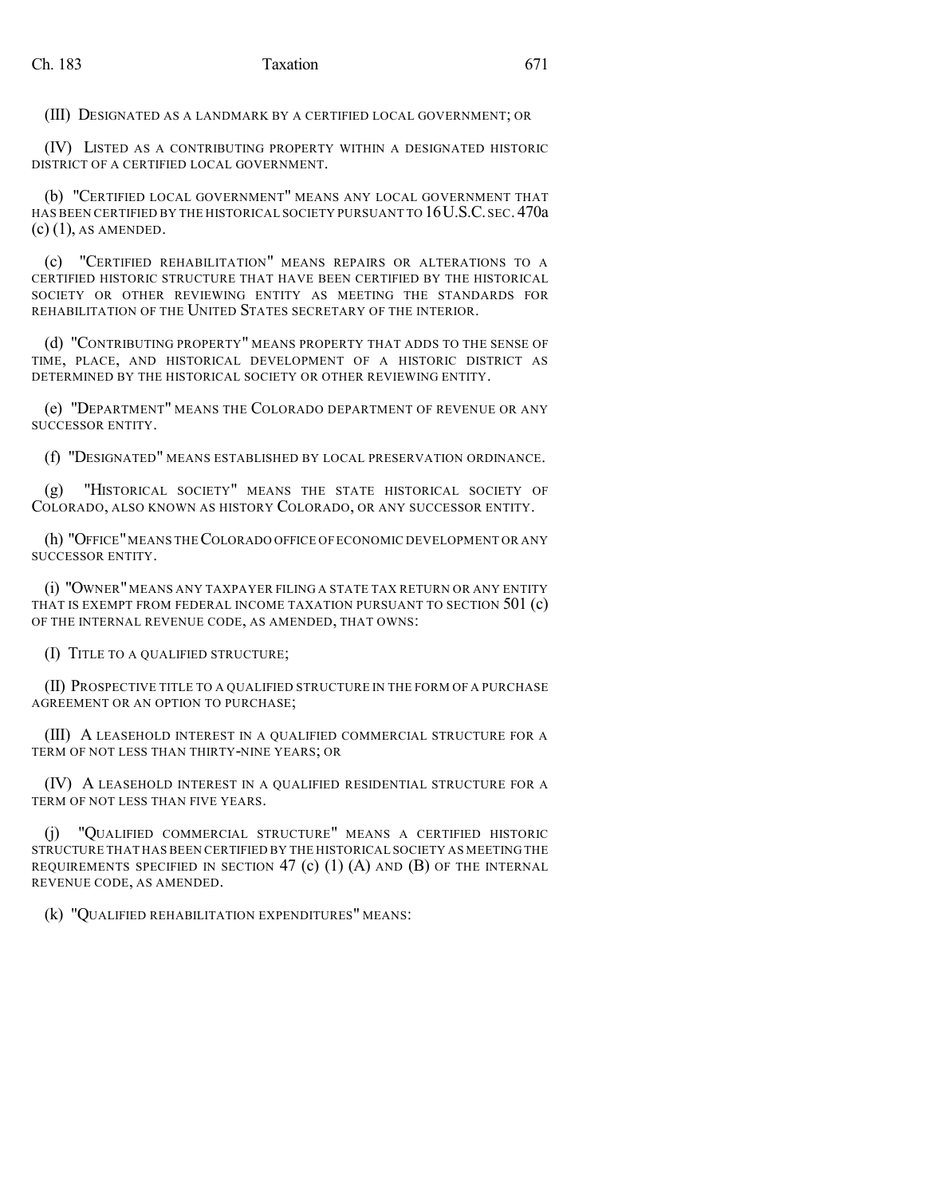(III) DESIGNATED AS A LANDMARK BY A CERTIFIED LOCAL GOVERNMENT; OR

(IV) LISTED AS A CONTRIBUTING PROPERTY WITHIN A DESIGNATED HISTORIC DISTRICT OF A CERTIFIED LOCAL GOVERNMENT.

(b) "CERTIFIED LOCAL GOVERNMENT" MEANS ANY LOCAL GOVERNMENT THAT HAS BEEN CERTIFIED BY THE HISTORICAL SOCIETY PURSUANT TO 16 U.S.C. SEC. 470a (c) (1), AS AMENDED.

(c) "CERTIFIED REHABILITATION" MEANS REPAIRS OR ALTERATIONS TO A CERTIFIED HISTORIC STRUCTURE THAT HAVE BEEN CERTIFIED BY THE HISTORICAL SOCIETY OR OTHER REVIEWING ENTITY AS MEETING THE STANDARDS FOR REHABILITATION OF THE UNITED STATES SECRETARY OF THE INTERIOR.

(d) "CONTRIBUTING PROPERTY" MEANS PROPERTY THAT ADDS TO THE SENSE OF TIME, PLACE, AND HISTORICAL DEVELOPMENT OF A HISTORIC DISTRICT AS DETERMINED BY THE HISTORICAL SOCIETY OR OTHER REVIEWING ENTITY.

(e) "DEPARTMENT" MEANS THE COLORADO DEPARTMENT OF REVENUE OR ANY SUCCESSOR ENTITY.

(f) "DESIGNATED" MEANS ESTABLISHED BY LOCAL PRESERVATION ORDINANCE.

(g) "HISTORICAL SOCIETY" MEANS THE STATE HISTORICAL SOCIETY OF COLORADO, ALSO KNOWN AS HISTORY COLORADO, OR ANY SUCCESSOR ENTITY.

(h) "OFFICE" MEANS THE COLORADO OFFICE OF ECONOMIC DEVELOPMENT OR ANY SUCCESSOR ENTITY.

(i) "OWNER" MEANS ANY TAXPAYER FILING A STATE TAX RETURN OR ANY ENTITY THAT IS EXEMPT FROM FEDERAL INCOME TAXATION PURSUANT TO SECTION 501 (c) OF THE INTERNAL REVENUE CODE, AS AMENDED, THAT OWNS:

(I) TITLE TO A QUALIFIED STRUCTURE;

(II) PROSPECTIVE TITLE TO A QUALIFIED STRUCTURE IN THE FORM OF A PURCHASE AGREEMENT OR AN OPTION TO PURCHASE;

(III) A LEASEHOLD INTEREST IN A QUALIFIED COMMERCIAL STRUCTURE FOR A TERM OF NOT LESS THAN THIRTY-NINE YEARS; OR

(IV) A LEASEHOLD INTEREST IN A QUALIFIED RESIDENTIAL STRUCTURE FOR A TERM OF NOT LESS THAN FIVE YEARS.

(j) "QUALIFIED COMMERCIAL STRUCTURE" MEANS A CERTIFIED HISTORIC STRUCTURE THAT HAS BEEN CERTIFIED BY THE HISTORICAL SOCIETY AS MEETING THE REQUIREMENTS SPECIFIED IN SECTION 47 (c) (1) (A) AND (B) OF THE INTERNAL REVENUE CODE, AS AMENDED.

(k) "QUALIFIED REHABILITATION EXPENDITURES" MEANS: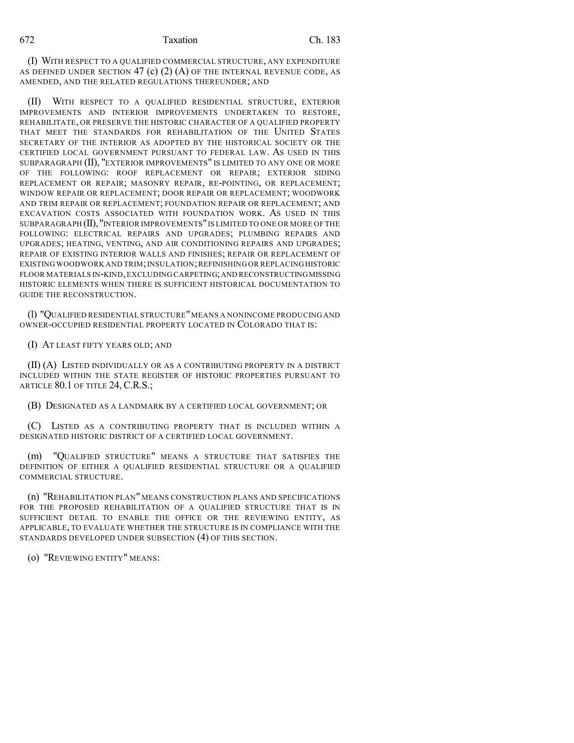(I) WITH RESPECT TO A QUALIFIED COMMERCIAL STRUCTURE, ANY EXPENDITURE AS DEFINED UNDER SECTION 47 (c) (2) (A) OF THE INTERNAL REVENUE CODE, AS AMENDED, AND THE RELATED REGULATIONS THEREUNDER; AND

(II) WITH RESPECT TO A QUALIFIED RESIDENTIAL STRUCTURE, EXTERIOR IMPROVEMENTS AND INTERIOR IMPROVEMENTS UNDERTAKEN TO RESTORE, REHABILITATE, OR PRESERVE THE HISTORIC CHARACTER OF A QUALIFIED PROPERTY THAT MEET THE STANDARDS FOR REHABILITATION OF THE UNITED STATES SECRETARY OF THE INTERIOR AS ADOPTED BY THE HISTORICAL SOCIETY OR THE CERTIFIED LOCAL GOVERNMENT PURSUANT TO FEDERAL LAW. AS USED IN THIS SUBPARAGRAPH (II), "EXTERIOR IMPROVEMENTS" IS LIMITED TO ANY ONE OR MORE OF THE FOLLOWING: ROOF REPLACEMENT OR REPAIR; EXTERIOR SIDING REPLACEMENT OR REPAIR; MASONRY REPAIR, RE-POINTING, OR REPLACEMENT; WINDOW REPAIR OR REPLACEMENT; DOOR REPAIR OR REPLACEMENT; WOODWORK AND TRIM REPAIR OR REPLACEMENT; FOUNDATION REPAIR OR REPLACEMENT; AND EXCAVATION COSTS ASSOCIATED WITH FOUNDATION WORK. AS USED IN THIS SUBPARAGRAPH (II), "INTERIOR IMPROVEMENTS" IS LIMITED TO ONE OR MORE OF THE FOLLOWING: ELECTRICAL REPAIRS AND UPGRADES; PLUMBING REPAIRS AND UPGRADES; HEATING, VENTING, AND AIR CONDITIONING REPAIRS AND UPGRADES; REPAIR OF EXISTING INTERIOR WALLS AND FINISHES; REPAIR OR REPLACEMENT OF EXISTING WOODWORK AND TRIM; INSULATION; REFINISHING OR REPLACING HISTORIC FLOOR MATERIALS IN-KIND, EXCLUDING CARPETING; AND RECONSTRUCTING MISSING HISTORIC ELEMENTS WHEN THERE IS SUFFICIENT HISTORICAL DOCUMENTATION TO GUIDE THE RECONSTRUCTION.

(l) "QUALIFIED RESIDENTIAL STRUCTURE" MEANS A NONINCOME PRODUCING AND OWNER-OCCUPIED RESIDENTIAL PROPERTY LOCATED IN COLORADO THAT IS:

(I) AT LEAST FIFTY YEARS OLD; AND

(II) (A) LISTED INDIVIDUALLY OR AS A CONTRIBUTING PROPERTY IN A DISTRICT INCLUDED WITHIN THE STATE REGISTER OF HISTORIC PROPERTIES PURSUANT TO ARTICLE 80.1 OF TITLE 24, C.R.S.;

(B) DESIGNATED AS A LANDMARK BY A CERTIFIED LOCAL GOVERNMENT; OR

(C) LISTED AS A CONTRIBUTING PROPERTY THAT IS INCLUDED WITHIN A DESIGNATED HISTORIC DISTRICT OF A CERTIFIED LOCAL GOVERNMENT.

(m) "QUALIFIED STRUCTURE" MEANS A STRUCTURE THAT SATISFIES THE DEFINITION OF EITHER A QUALIFIED RESIDENTIAL STRUCTURE OR A QUALIFIED COMMERCIAL STRUCTURE.

(n) "REHABILITATION PLAN" MEANS CONSTRUCTION PLANS AND SPECIFICATIONS FOR THE PROPOSED REHABILITATION OF A QUALIFIED STRUCTURE THAT IS IN SUFFICIENT DETAIL TO ENABLE THE OFFICE OR THE REVIEWING ENTITY, AS APPLICABLE, TO EVALUATE WHETHER THE STRUCTURE IS IN COMPLIANCE WITH THE STANDARDS DEVELOPED UNDER SUBSECTION (4) OF THIS SECTION.

(o) "REVIEWING ENTITY" MEANS: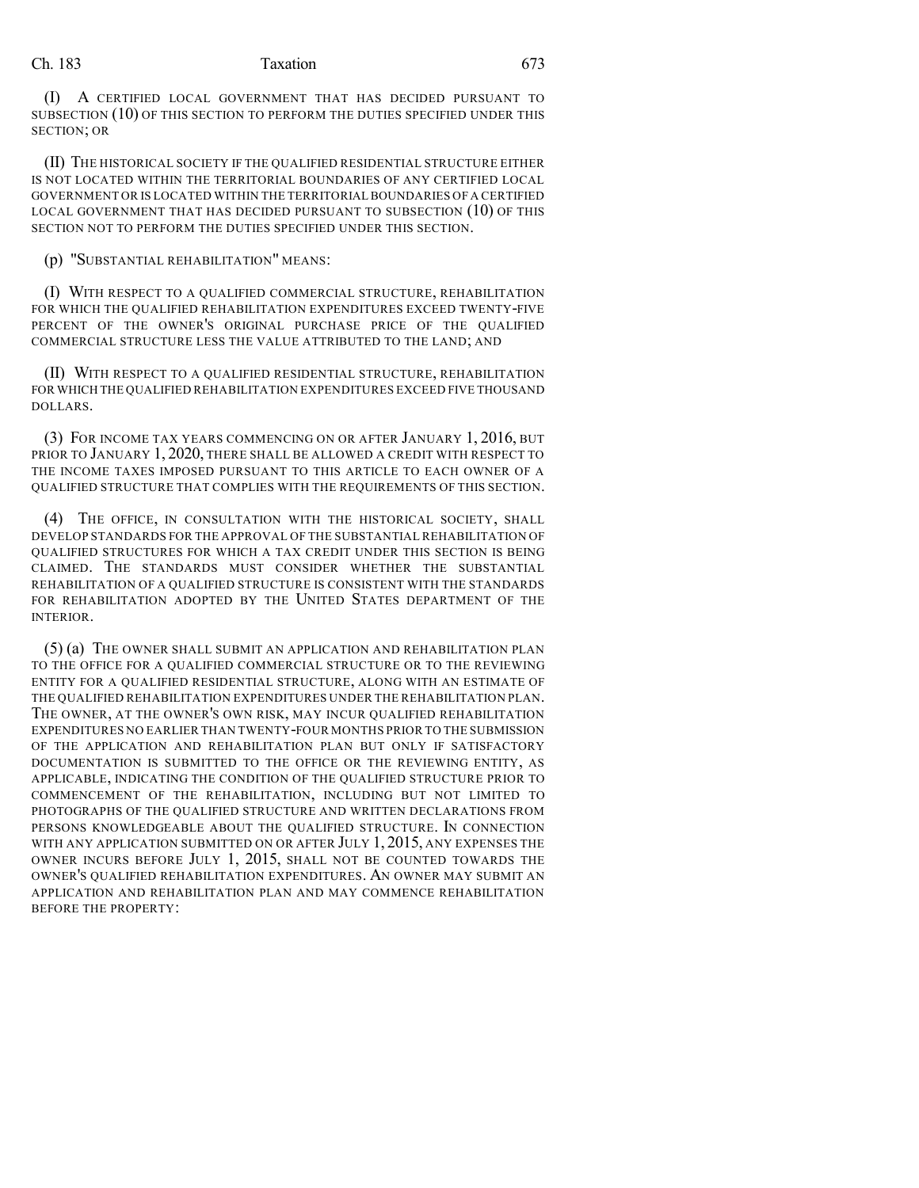(I) A CERTIFIED LOCAL GOVERNMENT THAT HAS DECIDED PURSUANT TO SUBSECTION (10) OF THIS SECTION TO PERFORM THE DUTIES SPECIFIED UNDER THIS SECTION; OR

(II) THE HISTORICAL SOCIETY IF THE QUALIFIED RESIDENTIAL STRUCTURE EITHER IS NOT LOCATED WITHIN THE TERRITORIAL BOUNDARIES OF ANY CERTIFIED LOCAL GOVERNMENT OR IS LOCATED WITHIN THE TERRITORIAL BOUNDARIES OF A CERTIFIED LOCAL GOVERNMENT THAT HAS DECIDED PURSUANT TO SUBSECTION (10) OF THIS SECTION NOT TO PERFORM THE DUTIES SPECIFIED UNDER THIS SECTION.

(p) "SUBSTANTIAL REHABILITATION" MEANS:

(I) WITH RESPECT TO A QUALIFIED COMMERCIAL STRUCTURE, REHABILITATION FOR WHICH THE QUALIFIED REHABILITATION EXPENDITURES EXCEED TWENTY-FIVE PERCENT OF THE OWNER'S ORIGINAL PURCHASE PRICE OF THE QUALIFIED COMMERCIAL STRUCTURE LESS THE VALUE ATTRIBUTED TO THE LAND; AND

(II) WITH RESPECT TO A QUALIFIED RESIDENTIAL STRUCTURE, REHABILITATION FOR WHICH THE QUALIFIED REHABILITATION EXPENDITURES EXCEED FIVE THOUSAND DOLLARS.

(3) FOR INCOME TAX YEARS COMMENCING ON OR AFTER JANUARY 1, 2016, BUT PRIOR TO JANUARY 1, 2020, THERE SHALL BE ALLOWED A CREDIT WITH RESPECT TO THE INCOME TAXES IMPOSED PURSUANT TO THIS ARTICLE TO EACH OWNER OF A QUALIFIED STRUCTURE THAT COMPLIES WITH THE REQUIREMENTS OF THIS SECTION.

(4) THE OFFICE, IN CONSULTATION WITH THE HISTORICAL SOCIETY, SHALL DEVELOP STANDARDS FOR THE APPROVAL OF THE SUBSTANTIAL REHABILITATION OF QUALIFIED STRUCTURES FOR WHICH A TAX CREDIT UNDER THIS SECTION IS BEING CLAIMED. THE STANDARDS MUST CONSIDER WHETHER THE SUBSTANTIAL REHABILITATION OF A QUALIFIED STRUCTURE IS CONSISTENT WITH THE STANDARDS FOR REHABILITATION ADOPTED BY THE UNITED STATES DEPARTMENT OF THE INTERIOR.

(5) (a) THE OWNER SHALL SUBMIT AN APPLICATION AND REHABILITATION PLAN TO THE OFFICE FOR A QUALIFIED COMMERCIAL STRUCTURE OR TO THE REVIEWING ENTITY FOR A QUALIFIED RESIDENTIAL STRUCTURE, ALONG WITH AN ESTIMATE OF THE QUALIFIED REHABILITATION EXPENDITURES UNDER THE REHABILITATION PLAN. THE OWNER, AT THE OWNER'S OWN RISK, MAY INCUR QUALIFIED REHABILITATION EXPENDITURES NO EARLIER THAN TWENTY-FOUR MONTHS PRIOR TO THE SUBMISSION OF THE APPLICATION AND REHABILITATION PLAN BUT ONLY IF SATISFACTORY DOCUMENTATION IS SUBMITTED TO THE OFFICE OR THE REVIEWING ENTITY, AS APPLICABLE, INDICATING THE CONDITION OF THE QUALIFIED STRUCTURE PRIOR TO COMMENCEMENT OF THE REHABILITATION, INCLUDING BUT NOT LIMITED TO PHOTOGRAPHS OF THE QUALIFIED STRUCTURE AND WRITTEN DECLARATIONS FROM PERSONS KNOWLEDGEABLE ABOUT THE QUALIFIED STRUCTURE. IN CONNECTION WITH ANY APPLICATION SUBMITTED ON OR AFTER JULY 1, 2015, ANY EXPENSES THE OWNER INCURS BEFORE JULY 1, 2015, SHALL NOT BE COUNTED TOWARDS THE OWNER'S QUALIFIED REHABILITATION EXPENDITURES. AN OWNER MAY SUBMIT AN APPLICATION AND REHABILITATION PLAN AND MAY COMMENCE REHABILITATION BEFORE THE PROPERTY: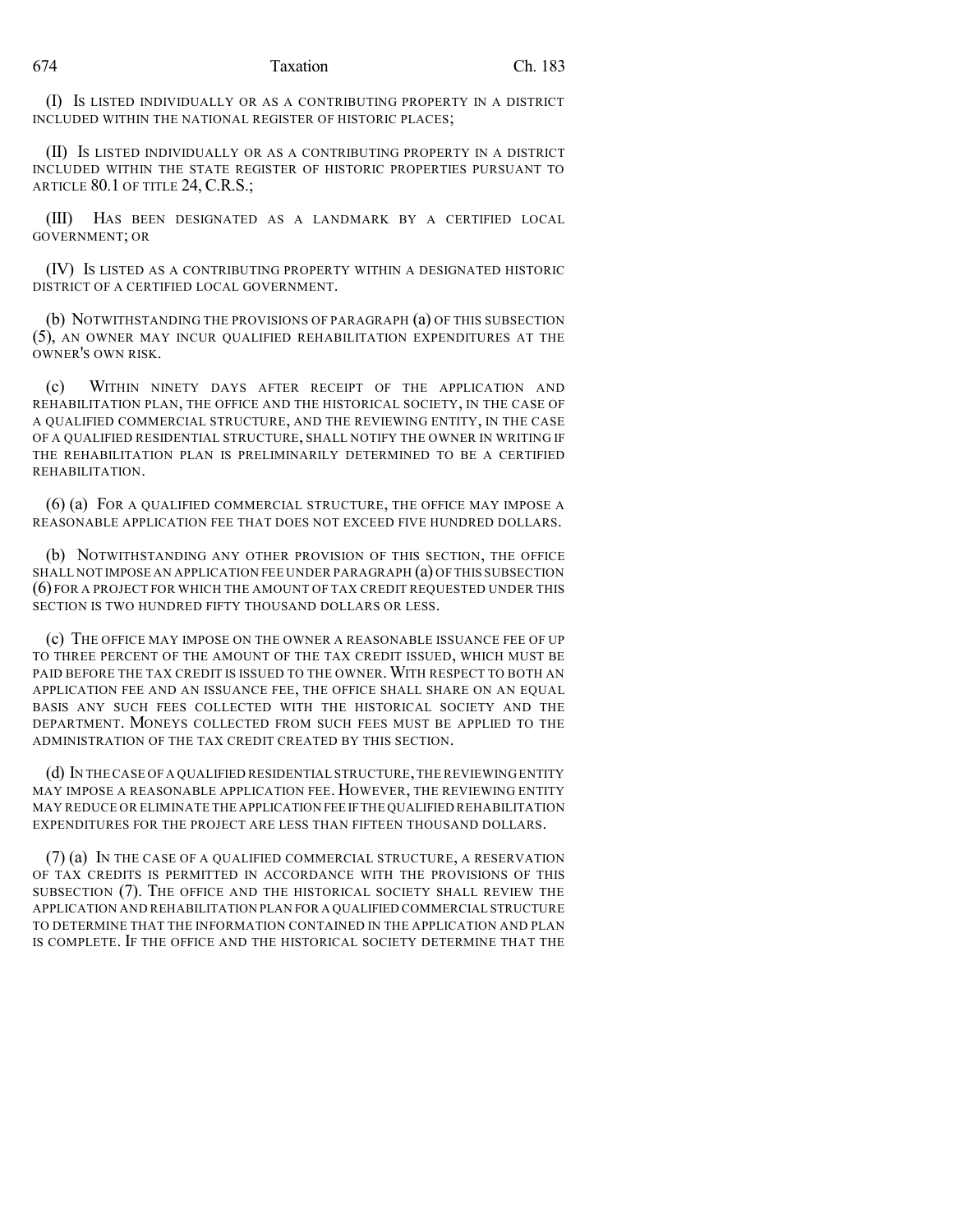(I) IS LISTED INDIVIDUALLY OR AS A CONTRIBUTING PROPERTY IN A DISTRICT INCLUDED WITHIN THE NATIONAL REGISTER OF HISTORIC PLACES;

(II) IS LISTED INDIVIDUALLY OR AS A CONTRIBUTING PROPERTY IN A DISTRICT INCLUDED WITHIN THE STATE REGISTER OF HISTORIC PROPERTIES PURSUANT TO ARTICLE 80.1 OF TITLE 24, C.R.S.;

(III) HAS BEEN DESIGNATED AS A LANDMARK BY A CERTIFIED LOCAL GOVERNMENT; OR

(IV) IS LISTED AS A CONTRIBUTING PROPERTY WITHIN A DESIGNATED HISTORIC DISTRICT OF A CERTIFIED LOCAL GOVERNMENT.

(b) NOTWITHSTANDING THE PROVISIONS OF PARAGRAPH (a) OF THIS SUBSECTION (5), AN OWNER MAY INCUR QUALIFIED REHABILITATION EXPENDITURES AT THE OWNER'S OWN RISK.

(c) WITHIN NINETY DAYS AFTER RECEIPT OF THE APPLICATION AND REHABILITATION PLAN, THE OFFICE AND THE HISTORICAL SOCIETY, IN THE CASE OF A QUALIFIED COMMERCIAL STRUCTURE, AND THE REVIEWING ENTITY, IN THE CASE OF A QUALIFIED RESIDENTIAL STRUCTURE, SHALL NOTIFY THE OWNER IN WRITING IF THE REHABILITATION PLAN IS PRELIMINARILY DETERMINED TO BE A CERTIFIED REHABILITATION.

(6) (a) FOR A QUALIFIED COMMERCIAL STRUCTURE, THE OFFICE MAY IMPOSE A REASONABLE APPLICATION FEE THAT DOES NOT EXCEED FIVE HUNDRED DOLLARS.

(b) NOTWITHSTANDING ANY OTHER PROVISION OF THIS SECTION, THE OFFICE SHALL NOT IMPOSE AN APPLICATION FEE UNDER PARAGRAPH (a) OF THIS SUBSECTION (6) FOR A PROJECT FOR WHICH THE AMOUNT OF TAX CREDIT REQUESTED UNDER THIS SECTION IS TWO HUNDRED FIFTY THOUSAND DOLLARS OR LESS.

(c) THE OFFICE MAY IMPOSE ON THE OWNER A REASONABLE ISSUANCE FEE OF UP TO THREE PERCENT OF THE AMOUNT OF THE TAX CREDIT ISSUED, WHICH MUST BE PAID BEFORE THE TAX CREDIT IS ISSUED TO THE OWNER. WITH RESPECT TO BOTH AN APPLICATION FEE AND AN ISSUANCE FEE, THE OFFICE SHALL SHARE ON AN EQUAL BASIS ANY SUCH FEES COLLECTED WITH THE HISTORICAL SOCIETY AND THE DEPARTMENT. MONEYS COLLECTED FROM SUCH FEES MUST BE APPLIED TO THE ADMINISTRATION OF THE TAX CREDIT CREATED BY THIS SECTION.

(d) IN THE CASE OF A QUALIFIED RESIDENTIAL STRUCTURE, THE REVIEWING ENTITY MAY IMPOSE A REASONABLE APPLICATION FEE. HOWEVER, THE REVIEWING ENTITY MAY REDUCE OR ELIMINATE THE APPLICATION FEE IF THE QUALIFIED REHABILITATION EXPENDITURES FOR THE PROJECT ARE LESS THAN FIFTEEN THOUSAND DOLLARS.

(7) (a) IN THE CASE OF A QUALIFIED COMMERCIAL STRUCTURE, A RESERVATION OF TAX CREDITS IS PERMITTED IN ACCORDANCE WITH THE PROVISIONS OF THIS SUBSECTION (7). THE OFFICE AND THE HISTORICAL SOCIETY SHALL REVIEW THE APPLICATION AND REHABILITATION PLAN FOR A QUALIFIED COMMERCIAL STRUCTURE TO DETERMINE THAT THE INFORMATION CONTAINED IN THE APPLICATION AND PLAN IS COMPLETE. IF THE OFFICE AND THE HISTORICAL SOCIETY DETERMINE THAT THE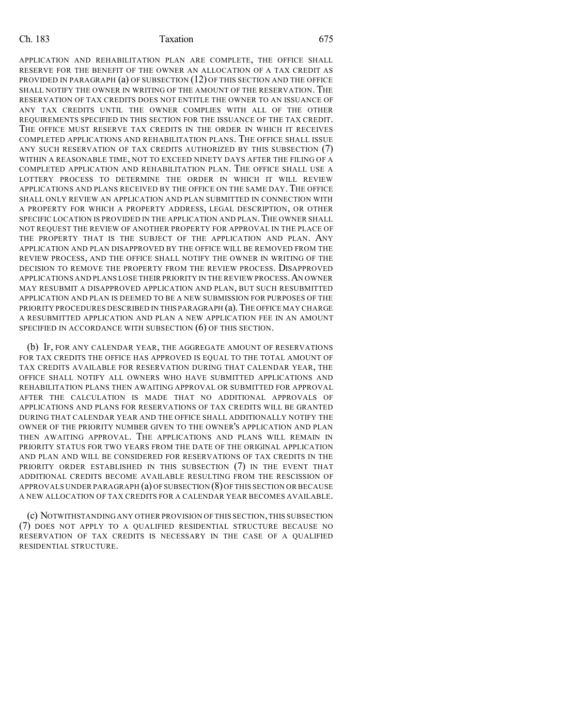APPLICATION AND REHABILITATION PLAN ARE COMPLETE, THE OFFICE SHALL RESERVE FOR THE BENEFIT OF THE OWNER AN ALLOCATION OF A TAX CREDIT AS PROVIDED IN PARAGRAPH (a) OF SUBSECTION (12) OF THIS SECTION AND THE OFFICE SHALL NOTIFY THE OWNER IN WRITING OF THE AMOUNT OF THE RESERVATION. THE RESERVATION OF TAX CREDITS DOES NOT ENTITLE THE OWNER TO AN ISSUANCE OF ANY TAX CREDITS UNTIL THE OWNER COMPLIES WITH ALL OF THE OTHER REQUIREMENTS SPECIFIED IN THIS SECTION FOR THE ISSUANCE OF THE TAX CREDIT. THE OFFICE MUST RESERVE TAX CREDITS IN THE ORDER IN WHICH IT RECEIVES COMPLETED APPLICATIONS AND REHABILITATION PLANS. THE OFFICE SHALL ISSUE ANY SUCH RESERVATION OF TAX CREDITS AUTHORIZED BY THIS SUBSECTION (7) WITHIN A REASONABLE TIME, NOT TO EXCEED NINETY DAYS AFTER THE FILING OF A COMPLETED APPLICATION AND REHABILITATION PLAN. THE OFFICE SHALL USE A LOTTERY PROCESS TO DETERMINE THE ORDER IN WHICH IT WILL REVIEW APPLICATIONS AND PLANS RECEIVED BY THE OFFICE ON THE SAME DAY. THE OFFICE SHALL ONLY REVIEW AN APPLICATION AND PLAN SUBMITTED IN CONNECTION WITH A PROPERTY FOR WHICH A PROPERTY ADDRESS, LEGAL DESCRIPTION, OR OTHER SPECIFIC LOCATION IS PROVIDED IN THE APPLICATION AND PLAN. THE OWNER SHALL NOT REQUEST THE REVIEW OF ANOTHER PROPERTY FOR APPROVAL IN THE PLACE OF THE PROPERTY THAT IS THE SUBJECT OF THE APPLICATION AND PLAN. ANY APPLICATION AND PLAN DISAPPROVED BY THE OFFICE WILL BE REMOVED FROM THE REVIEW PROCESS, AND THE OFFICE SHALL NOTIFY THE OWNER IN WRITING OF THE DECISION TO REMOVE THE PROPERTY FROM THE REVIEW PROCESS. DISAPPROVED APPLICATIONS AND PLANS LOSE THEIR PRIORITY IN THE REVIEW PROCESS. AN OWNER MAY RESUBMIT A DISAPPROVED APPLICATION AND PLAN, BUT SUCH RESUBMITTED APPLICATION AND PLAN IS DEEMED TO BE A NEW SUBMISSION FOR PURPOSES OF THE PRIORITY PROCEDURES DESCRIBED IN THIS PARAGRAPH (a). THE OFFICE MAY CHARGE A RESUBMITTED APPLICATION AND PLAN A NEW APPLICATION FEE IN AN AMOUNT SPECIFIED IN ACCORDANCE WITH SUBSECTION (6) OF THIS SECTION.

(b) IF, FOR ANY CALENDAR YEAR, THE AGGREGATE AMOUNT OF RESERVATIONS FOR TAX CREDITS THE OFFICE HAS APPROVED IS EQUAL TO THE TOTAL AMOUNT OF TAX CREDITS AVAILABLE FOR RESERVATION DURING THAT CALENDAR YEAR, THE OFFICE SHALL NOTIFY ALL OWNERS WHO HAVE SUBMITTED APPLICATIONS AND REHABILITATION PLANS THEN AWAITING APPROVAL OR SUBMITTED FOR APPROVAL AFTER THE CALCULATION IS MADE THAT NO ADDITIONAL APPROVALS OF APPLICATIONS AND PLANS FOR RESERVATIONS OF TAX CREDITS WILL BE GRANTED DURING THAT CALENDAR YEAR AND THE OFFICE SHALL ADDITIONALLY NOTIFY THE OWNER OF THE PRIORITY NUMBER GIVEN TO THE OWNER'S APPLICATION AND PLAN THEN AWAITING APPROVAL. THE APPLICATIONS AND PLANS WILL REMAIN IN PRIORITY STATUS FOR TWO YEARS FROM THE DATE OF THE ORIGINAL APPLICATION AND PLAN AND WILL BE CONSIDERED FOR RESERVATIONS OF TAX CREDITS IN THE PRIORITY ORDER ESTABLISHED IN THIS SUBSECTION (7) IN THE EVENT THAT ADDITIONAL CREDITS BECOME AVAILABLE RESULTING FROM THE RESCISSION OF APPROVALS UNDER PARAGRAPH (a) OF SUBSECTION (8) OF THIS SECTION OR BECAUSE A NEW ALLOCATION OF TAX CREDITS FOR A CALENDAR YEAR BECOMES AVAILABLE.

(c) NOTWITHSTANDING ANY OTHER PROVISION OF THIS SECTION, THIS SUBSECTION (7) DOES NOT APPLY TO A QUALIFIED RESIDENTIAL STRUCTURE BECAUSE NO RESERVATION OF TAX CREDITS IS NECESSARY IN THE CASE OF A QUALIFIED RESIDENTIAL STRUCTURE.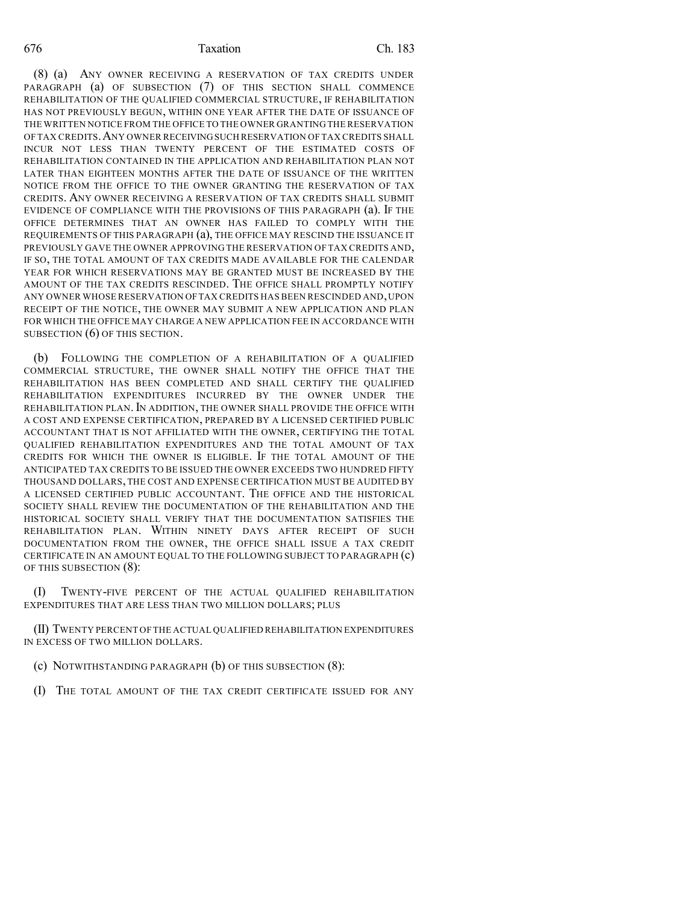(8) (a) ANY OWNER RECEIVING A RESERVATION OF TAX CREDITS UNDER PARAGRAPH (a) OF SUBSECTION (7) OF THIS SECTION SHALL COMMENCE REHABILITATION OF THE QUALIFIED COMMERCIAL STRUCTURE, IF REHABILITATION HAS NOT PREVIOUSLY BEGUN, WITHIN ONE YEAR AFTER THE DATE OF ISSUANCE OF THE WRITTEN NOTICE FROM THE OFFICE TO THE OWNER GRANTING THE RESERVATION OF TAX CREDITS. ANY OWNER RECEIVING SUCH RESERVATION OF TAX CREDITS SHALL INCUR NOT LESS THAN TWENTY PERCENT OF THE ESTIMATED COSTS OF REHABILITATION CONTAINED IN THE APPLICATION AND REHABILITATION PLAN NOT LATER THAN EIGHTEEN MONTHS AFTER THE DATE OF ISSUANCE OF THE WRITTEN NOTICE FROM THE OFFICE TO THE OWNER GRANTING THE RESERVATION OF TAX CREDITS. ANY OWNER RECEIVING A RESERVATION OF TAX CREDITS SHALL SUBMIT EVIDENCE OF COMPLIANCE WITH THE PROVISIONS OF THIS PARAGRAPH (a). IF THE OFFICE DETERMINES THAT AN OWNER HAS FAILED TO COMPLY WITH THE REQUIREMENTS OF THIS PARAGRAPH (a), THE OFFICE MAY RESCIND THE ISSUANCE IT PREVIOUSLY GAVE THE OWNER APPROVING THE RESERVATION OF TAX CREDITS AND, IF SO, THE TOTAL AMOUNT OF TAX CREDITS MADE AVAILABLE FOR THE CALENDAR YEAR FOR WHICH RESERVATIONS MAY BE GRANTED MUST BE INCREASED BY THE AMOUNT OF THE TAX CREDITS RESCINDED. THE OFFICE SHALL PROMPTLY NOTIFY ANY OWNER WHOSE RESERVATION OF TAX CREDITS HAS BEEN RESCINDED AND, UPON RECEIPT OF THE NOTICE, THE OWNER MAY SUBMIT A NEW APPLICATION AND PLAN FOR WHICH THE OFFICE MAY CHARGE A NEW APPLICATION FEE IN ACCORDANCE WITH SUBSECTION (6) OF THIS SECTION.

(b) FOLLOWING THE COMPLETION OF A REHABILITATION OF A QUALIFIED COMMERCIAL STRUCTURE, THE OWNER SHALL NOTIFY THE OFFICE THAT THE REHABILITATION HAS BEEN COMPLETED AND SHALL CERTIFY THE QUALIFIED REHABILITATION EXPENDITURES INCURRED BY THE OWNER UNDER THE REHABILITATION PLAN. IN ADDITION, THE OWNER SHALL PROVIDE THE OFFICE WITH A COST AND EXPENSE CERTIFICATION, PREPARED BY A LICENSED CERTIFIED PUBLIC ACCOUNTANT THAT IS NOT AFFILIATED WITH THE OWNER, CERTIFYING THE TOTAL QUALIFIED REHABILITATION EXPENDITURES AND THE TOTAL AMOUNT OF TAX CREDITS FOR WHICH THE OWNER IS ELIGIBLE. IF THE TOTAL AMOUNT OF THE ANTICIPATED TAX CREDITS TO BE ISSUED THE OWNER EXCEEDS TWO HUNDRED FIFTY THOUSAND DOLLARS, THE COST AND EXPENSE CERTIFICATION MUST BE AUDITED BY A LICENSED CERTIFIED PUBLIC ACCOUNTANT. THE OFFICE AND THE HISTORICAL SOCIETY SHALL REVIEW THE DOCUMENTATION OF THE REHABILITATION AND THE HISTORICAL SOCIETY SHALL VERIFY THAT THE DOCUMENTATION SATISFIES THE REHABILITATION PLAN. WITHIN NINETY DAYS AFTER RECEIPT OF SUCH DOCUMENTATION FROM THE OWNER, THE OFFICE SHALL ISSUE A TAX CREDIT CERTIFICATE IN AN AMOUNT EQUAL TO THE FOLLOWING SUBJECT TO PARAGRAPH (c) OF THIS SUBSECTION (8):

(I) TWENTY-FIVE PERCENT OF THE ACTUAL QUALIFIED REHABILITATION EXPENDITURES THAT ARE LESS THAN TWO MILLION DOLLARS; PLUS

(II) TWENTY PERCENT OF THE ACTUAL QUALIFIED REHABILITATION EXPENDITURES IN EXCESS OF TWO MILLION DOLLARS.

(c) NOTWITHSTANDING PARAGRAPH (b) OF THIS SUBSECTION (8):

(I) THE TOTAL AMOUNT OF THE TAX CREDIT CERTIFICATE ISSUED FOR ANY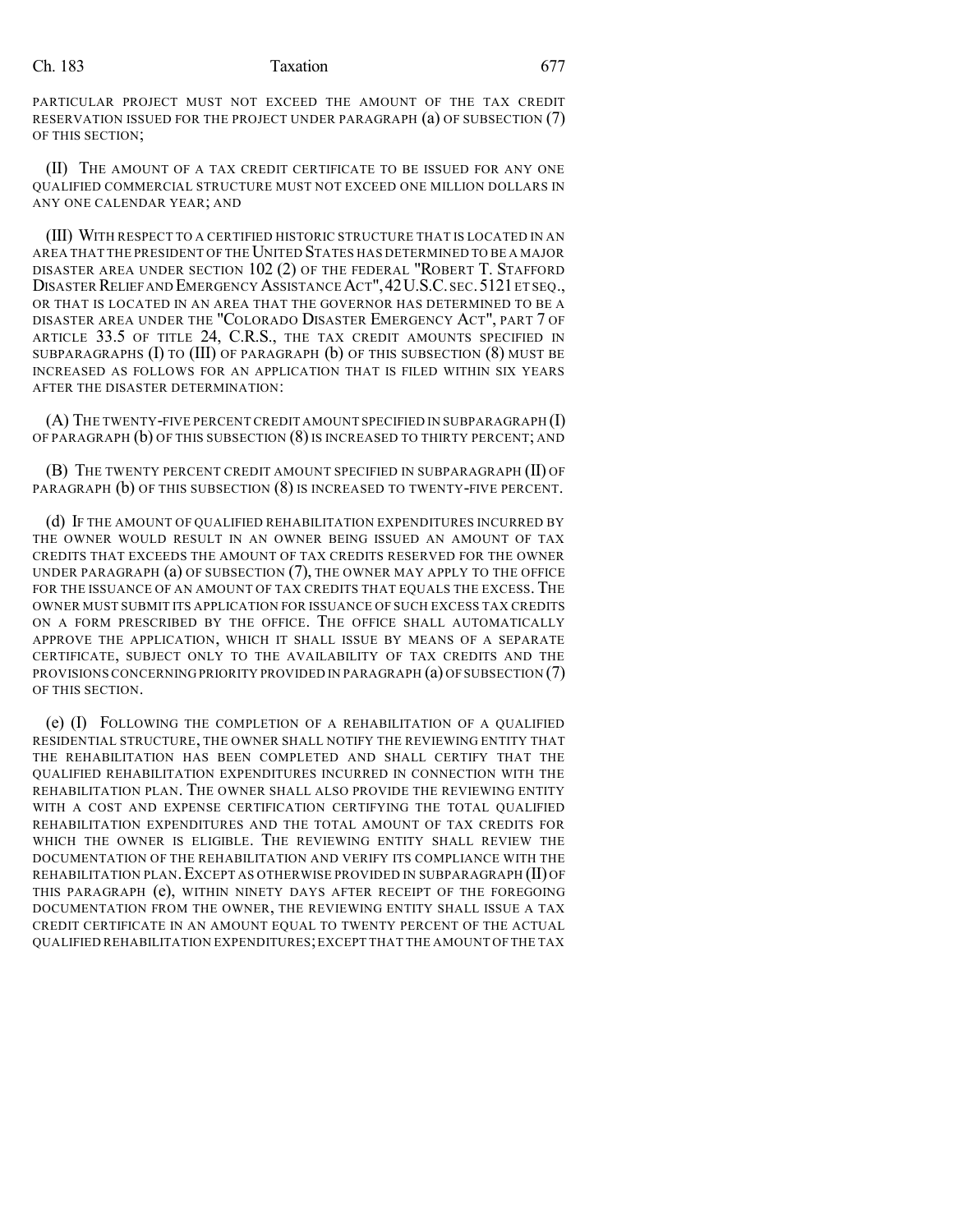PARTICULAR PROJECT MUST NOT EXCEED THE AMOUNT OF THE TAX CREDIT RESERVATION ISSUED FOR THE PROJECT UNDER PARAGRAPH (a) OF SUBSECTION (7) OF THIS SECTION;

(II) THE AMOUNT OF A TAX CREDIT CERTIFICATE TO BE ISSUED FOR ANY ONE QUALIFIED COMMERCIAL STRUCTURE MUST NOT EXCEED ONE MILLION DOLLARS IN ANY ONE CALENDAR YEAR; AND

(III) WITH RESPECT TO A CERTIFIED HISTORIC STRUCTURE THAT IS LOCATED IN AN AREA THAT THE PRESIDENT OF THE UNITED STATES HAS DETERMINED TO BE A MAJOR DISASTER AREA UNDER SECTION 102 (2) OF THE FEDERAL "ROBERT T. STAFFORD DISASTER RELIEF AND EMERGENCY ASSISTANCE ACT", 42 U.S.C. SEC. 5121 ET SEQ., OR THAT IS LOCATED IN AN AREA THAT THE GOVERNOR HAS DETERMINED TO BE A DISASTER AREA UNDER THE "COLORADO DISASTER EMERGENCY ACT", PART 7 OF ARTICLE 33.5 OF TITLE 24, C.R.S., THE TAX CREDIT AMOUNTS SPECIFIED IN SUBPARAGRAPHS (I) TO (III) OF PARAGRAPH (b) OF THIS SUBSECTION (8) MUST BE INCREASED AS FOLLOWS FOR AN APPLICATION THAT IS FILED WITHIN SIX YEARS AFTER THE DISASTER DETERMINATION:

(A) THE TWENTY-FIVE PERCENT CREDIT AMOUNT SPECIFIED IN SUBPARAGRAPH (I) OF PARAGRAPH (b) OF THIS SUBSECTION (8) IS INCREASED TO THIRTY PERCENT; AND

(B) THE TWENTY PERCENT CREDIT AMOUNT SPECIFIED IN SUBPARAGRAPH (II) OF PARAGRAPH (b) OF THIS SUBSECTION (8) IS INCREASED TO TWENTY-FIVE PERCENT.

(d) IF THE AMOUNT OF QUALIFIED REHABILITATION EXPENDITURES INCURRED BY THE OWNER WOULD RESULT IN AN OWNER BEING ISSUED AN AMOUNT OF TAX CREDITS THAT EXCEEDS THE AMOUNT OF TAX CREDITS RESERVED FOR THE OWNER UNDER PARAGRAPH (a) OF SUBSECTION (7), THE OWNER MAY APPLY TO THE OFFICE FOR THE ISSUANCE OF AN AMOUNT OF TAX CREDITS THAT EQUALS THE EXCESS. THE OWNER MUST SUBMIT ITS APPLICATION FOR ISSUANCE OF SUCH EXCESS TAX CREDITS ON A FORM PRESCRIBED BY THE OFFICE. THE OFFICE SHALL AUTOMATICALLY APPROVE THE APPLICATION, WHICH IT SHALL ISSUE BY MEANS OF A SEPARATE CERTIFICATE, SUBJECT ONLY TO THE AVAILABILITY OF TAX CREDITS AND THE PROVISIONS CONCERNING PRIORITY PROVIDED IN PARAGRAPH (a) OF SUBSECTION (7) OF THIS SECTION.

(e) (I) FOLLOWING THE COMPLETION OF A REHABILITATION OF A QUALIFIED RESIDENTIAL STRUCTURE, THE OWNER SHALL NOTIFY THE REVIEWING ENTITY THAT THE REHABILITATION HAS BEEN COMPLETED AND SHALL CERTIFY THAT THE QUALIFIED REHABILITATION EXPENDITURES INCURRED IN CONNECTION WITH THE REHABILITATION PLAN. THE OWNER SHALL ALSO PROVIDE THE REVIEWING ENTITY WITH A COST AND EXPENSE CERTIFICATION CERTIFYING THE TOTAL QUALIFIED REHABILITATION EXPENDITURES AND THE TOTAL AMOUNT OF TAX CREDITS FOR WHICH THE OWNER IS ELIGIBLE. THE REVIEWING ENTITY SHALL REVIEW THE DOCUMENTATION OF THE REHABILITATION AND VERIFY ITS COMPLIANCE WITH THE REHABILITATION PLAN. EXCEPT AS OTHERWISE PROVIDED IN SUBPARAGRAPH (II) OF THIS PARAGRAPH (e), WITHIN NINETY DAYS AFTER RECEIPT OF THE FOREGOING DOCUMENTATION FROM THE OWNER, THE REVIEWING ENTITY SHALL ISSUE A TAX CREDIT CERTIFICATE IN AN AMOUNT EQUAL TO TWENTY PERCENT OF THE ACTUAL QUALIFIED REHABILITATION EXPENDITURES; EXCEPT THAT THE AMOUNT OF THE TAX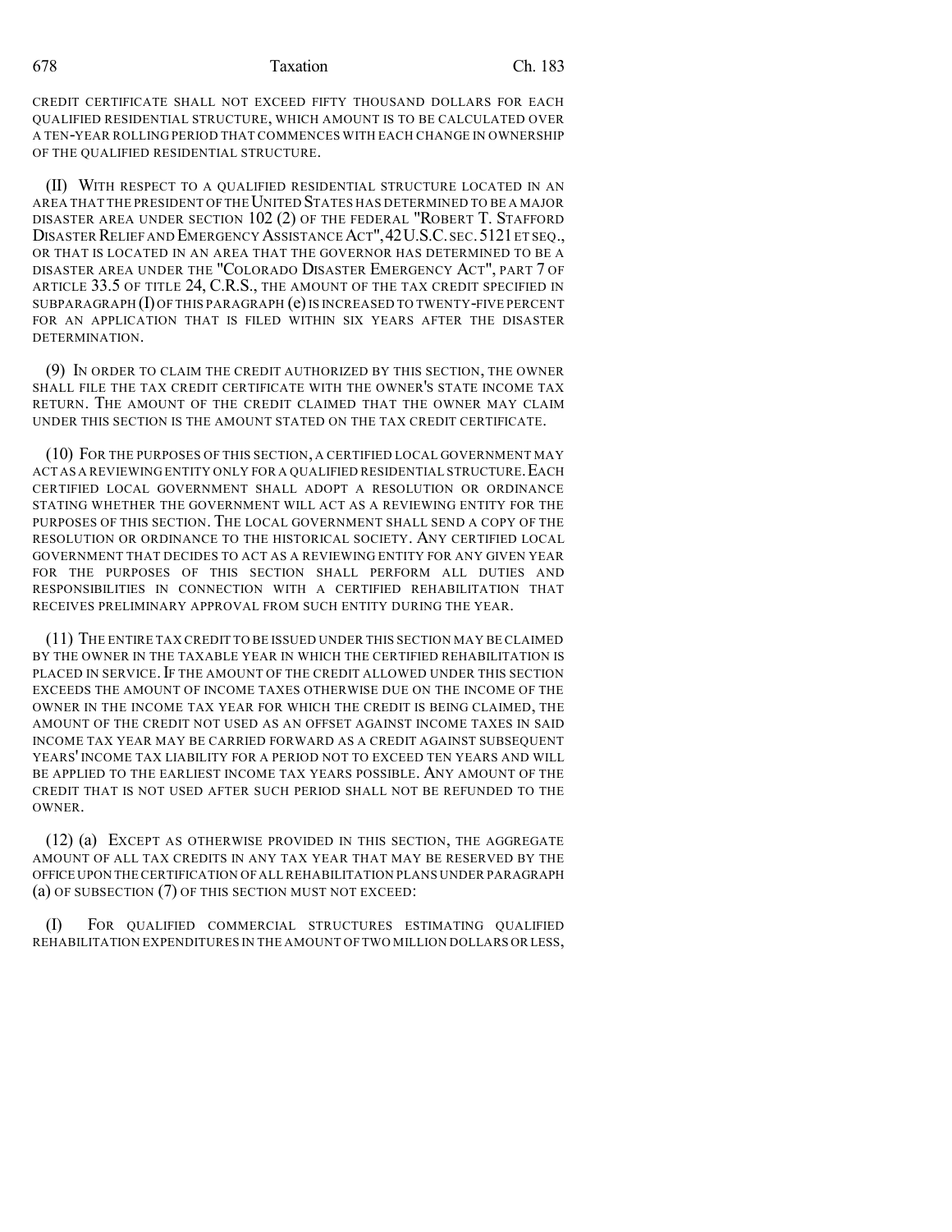CREDIT CERTIFICATE SHALL NOT EXCEED FIFTY THOUSAND DOLLARS FOR EACH QUALIFIED RESIDENTIAL STRUCTURE, WHICH AMOUNT IS TO BE CALCULATED OVER A TEN-YEAR ROLLING PERIOD THAT COMMENCES WITH EACH CHANGE IN OWNERSHIP OF THE QUALIFIED RESIDENTIAL STRUCTURE.

(II) WITH RESPECT TO A QUALIFIED RESIDENTIAL STRUCTURE LOCATED IN AN AREA THAT THE PRESIDENT OF THE UNITED STATES HAS DETERMINED TO BE A MAJOR DISASTER AREA UNDER SECTION 102 (2) OF THE FEDERAL "ROBERT T. STAFFORD DISASTER RELIEF AND EMERGENCY ASSISTANCE ACT", 42 U.S.C. SEC. 5121 ET SEQ., OR THAT IS LOCATED IN AN AREA THAT THE GOVERNOR HAS DETERMINED TO BE A DISASTER AREA UNDER THE "COLORADO DISASTER EMERGENCY ACT", PART 7 OF ARTICLE 33.5 OF TITLE 24, C.R.S., THE AMOUNT OF THE TAX CREDIT SPECIFIED IN SUBPARAGRAPH (I) OF THIS PARAGRAPH (e) IS INCREASED TO TWENTY-FIVE PERCENT FOR AN APPLICATION THAT IS FILED WITHIN SIX YEARS AFTER THE DISASTER DETERMINATION.

(9) IN ORDER TO CLAIM THE CREDIT AUTHORIZED BY THIS SECTION, THE OWNER SHALL FILE THE TAX CREDIT CERTIFICATE WITH THE OWNER'S STATE INCOME TAX RETURN. THE AMOUNT OF THE CREDIT CLAIMED THAT THE OWNER MAY CLAIM UNDER THIS SECTION IS THE AMOUNT STATED ON THE TAX CREDIT CERTIFICATE.

(10) FOR THE PURPOSES OF THIS SECTION, A CERTIFIED LOCAL GOVERNMENT MAY ACT AS A REVIEWING ENTITY ONLY FOR A QUALIFIED RESIDENTIAL STRUCTURE. EACH CERTIFIED LOCAL GOVERNMENT SHALL ADOPT A RESOLUTION OR ORDINANCE STATING WHETHER THE GOVERNMENT WILL ACT AS A REVIEWING ENTITY FOR THE PURPOSES OF THIS SECTION. THE LOCAL GOVERNMENT SHALL SEND A COPY OF THE RESOLUTION OR ORDINANCE TO THE HISTORICAL SOCIETY. ANY CERTIFIED LOCAL GOVERNMENT THAT DECIDES TO ACT AS A REVIEWING ENTITY FOR ANY GIVEN YEAR FOR THE PURPOSES OF THIS SECTION SHALL PERFORM ALL DUTIES AND RESPONSIBILITIES IN CONNECTION WITH A CERTIFIED REHABILITATION THAT RECEIVES PRELIMINARY APPROVAL FROM SUCH ENTITY DURING THE YEAR.

(11) THE ENTIRE TAX CREDIT TO BE ISSUED UNDER THIS SECTION MAY BE CLAIMED BY THE OWNER IN THE TAXABLE YEAR IN WHICH THE CERTIFIED REHABILITATION IS PLACED IN SERVICE. IF THE AMOUNT OF THE CREDIT ALLOWED UNDER THIS SECTION EXCEEDS THE AMOUNT OF INCOME TAXES OTHERWISE DUE ON THE INCOME OF THE OWNER IN THE INCOME TAX YEAR FOR WHICH THE CREDIT IS BEING CLAIMED, THE AMOUNT OF THE CREDIT NOT USED AS AN OFFSET AGAINST INCOME TAXES IN SAID INCOME TAX YEAR MAY BE CARRIED FORWARD AS A CREDIT AGAINST SUBSEQUENT YEARS' INCOME TAX LIABILITY FOR A PERIOD NOT TO EXCEED TEN YEARS AND WILL BE APPLIED TO THE EARLIEST INCOME TAX YEARS POSSIBLE. ANY AMOUNT OF THE CREDIT THAT IS NOT USED AFTER SUCH PERIOD SHALL NOT BE REFUNDED TO THE OWNER.

(12) (a) EXCEPT AS OTHERWISE PROVIDED IN THIS SECTION, THE AGGREGATE AMOUNT OF ALL TAX CREDITS IN ANY TAX YEAR THAT MAY BE RESERVED BY THE OFFICE UPON THE CERTIFICATION OF ALL REHABILITATION PLANS UNDER PARAGRAPH (a) OF SUBSECTION (7) OF THIS SECTION MUST NOT EXCEED:

(I) FOR QUALIFIED COMMERCIAL STRUCTURES ESTIMATING QUALIFIED REHABILITATION EXPENDITURES IN THE AMOUNT OF TWO MILLION DOLLARS OR LESS,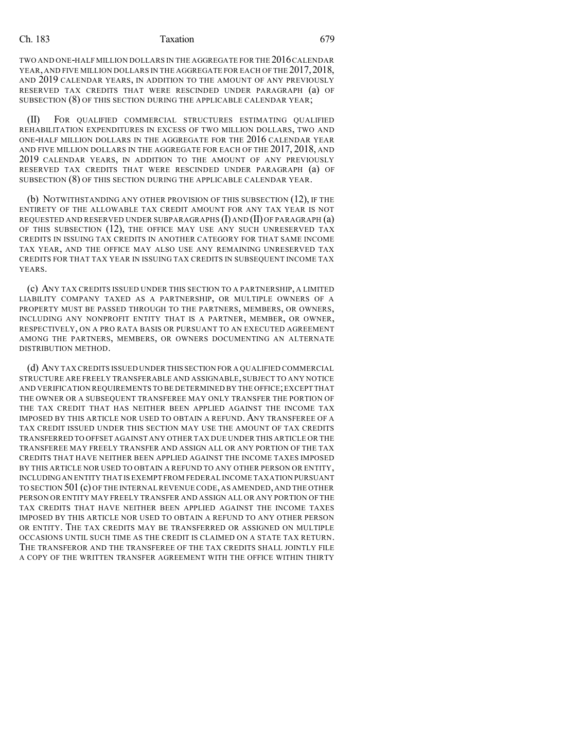TWO AND ONE-HALF MILLION DOLLARS IN THE AGGREGATE FOR THE 2016 CALENDAR YEAR, AND FIVE MILLION DOLLARS IN THE AGGREGATE FOR EACH OF THE 2017, 2018, AND 2019 CALENDAR YEARS, IN ADDITION TO THE AMOUNT OF ANY PREVIOUSLY RESERVED TAX CREDITS THAT WERE RESCINDED UNDER PARAGRAPH (a) OF SUBSECTION (8) OF THIS SECTION DURING THE APPLICABLE CALENDAR YEAR;

(II) FOR QUALIFIED COMMERCIAL STRUCTURES ESTIMATING QUALIFIED REHABILITATION EXPENDITURES IN EXCESS OF TWO MILLION DOLLARS, TWO AND ONE-HALF MILLION DOLLARS IN THE AGGREGATE FOR THE 2016 CALENDAR YEAR AND FIVE MILLION DOLLARS IN THE AGGREGATE FOR EACH OF THE 2017, 2018, AND 2019 CALENDAR YEARS, IN ADDITION TO THE AMOUNT OF ANY PREVIOUSLY RESERVED TAX CREDITS THAT WERE RESCINDED UNDER PARAGRAPH (a) OF SUBSECTION (8) OF THIS SECTION DURING THE APPLICABLE CALENDAR YEAR.

(b) NOTWITHSTANDING ANY OTHER PROVISION OF THIS SUBSECTION (12), IF THE ENTIRETY OF THE ALLOWABLE TAX CREDIT AMOUNT FOR ANY TAX YEAR IS NOT REQUESTED AND RESERVED UNDER SUBPARAGRAPHS (I) AND (II) OF PARAGRAPH (a) OF THIS SUBSECTION (12), THE OFFICE MAY USE ANY SUCH UNRESERVED TAX CREDITS IN ISSUING TAX CREDITS IN ANOTHER CATEGORY FOR THAT SAME INCOME TAX YEAR, AND THE OFFICE MAY ALSO USE ANY REMAINING UNRESERVED TAX CREDITS FOR THAT TAX YEAR IN ISSUING TAX CREDITS IN SUBSEQUENT INCOME TAX YEARS.

(c) ANY TAX CREDITS ISSUED UNDER THIS SECTION TO A PARTNERSHIP, A LIMITED LIABILITY COMPANY TAXED AS A PARTNERSHIP, OR MULTIPLE OWNERS OF A PROPERTY MUST BE PASSED THROUGH TO THE PARTNERS, MEMBERS, OR OWNERS, INCLUDING ANY NONPROFIT ENTITY THAT IS A PARTNER, MEMBER, OR OWNER, RESPECTIVELY, ON A PRO RATA BASIS OR PURSUANT TO AN EXECUTED AGREEMENT AMONG THE PARTNERS, MEMBERS, OR OWNERS DOCUMENTING AN ALTERNATE DISTRIBUTION METHOD.

(d) ANY TAX CREDITS ISSUED UNDER THIS SECTION FOR A QUALIFIED COMMERCIAL STRUCTURE ARE FREELY TRANSFERABLE AND ASSIGNABLE, SUBJECT TO ANY NOTICE AND VERIFICATION REQUIREMENTS TO BE DETERMINED BY THE OFFICE; EXCEPT THAT THE OWNER OR A SUBSEQUENT TRANSFEREE MAY ONLY TRANSFER THE PORTION OF THE TAX CREDIT THAT HAS NEITHER BEEN APPLIED AGAINST THE INCOME TAX IMPOSED BY THIS ARTICLE NOR USED TO OBTAIN A REFUND. ANY TRANSFEREE OF A TAX CREDIT ISSUED UNDER THIS SECTION MAY USE THE AMOUNT OF TAX CREDITS TRANSFERRED TO OFFSET AGAINST ANY OTHER TAX DUE UNDER THIS ARTICLE OR THE TRANSFEREE MAY FREELY TRANSFER AND ASSIGN ALL OR ANY PORTION OF THE TAX CREDITS THAT HAVE NEITHER BEEN APPLIED AGAINST THE INCOME TAXES IMPOSED BY THIS ARTICLE NOR USED TO OBTAIN A REFUND TO ANY OTHER PERSON OR ENTITY, INCLUDING AN ENTITY THAT IS EXEMPT FROM FEDERAL INCOME TAXATION PURSUANT TO SECTION 501 (c) OF THE INTERNAL REVENUE CODE, AS AMENDED, AND THE OTHER PERSON OR ENTITY MAY FREELY TRANSFER AND ASSIGN ALL OR ANY PORTION OF THE TAX CREDITS THAT HAVE NEITHER BEEN APPLIED AGAINST THE INCOME TAXES IMPOSED BY THIS ARTICLE NOR USED TO OBTAIN A REFUND TO ANY OTHER PERSON OR ENTITY. THE TAX CREDITS MAY BE TRANSFERRED OR ASSIGNED ON MULTIPLE OCCASIONS UNTIL SUCH TIME AS THE CREDIT IS CLAIMED ON A STATE TAX RETURN. THE TRANSFEROR AND THE TRANSFEREE OF THE TAX CREDITS SHALL JOINTLY FILE A COPY OF THE WRITTEN TRANSFER AGREEMENT WITH THE OFFICE WITHIN THIRTY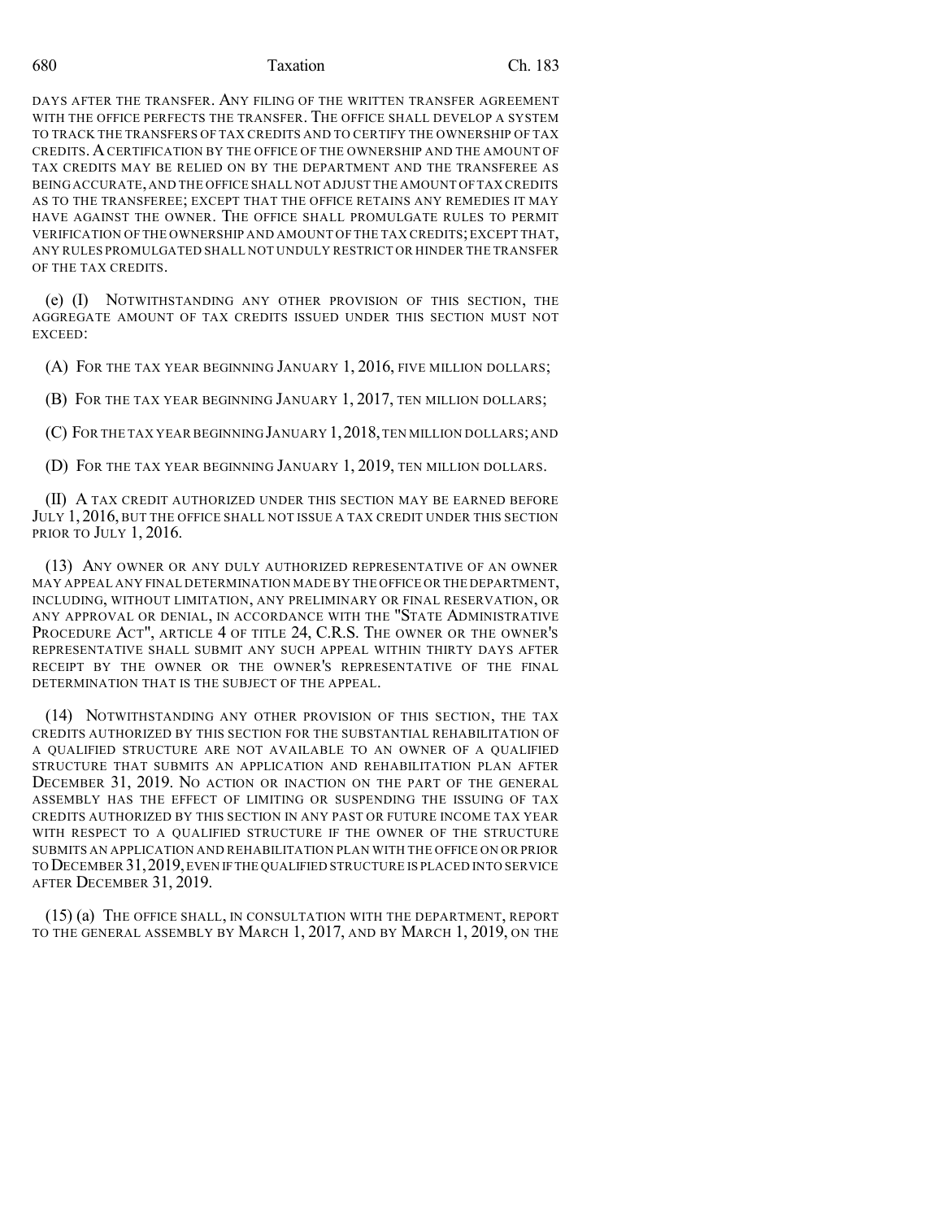DAYS AFTER THE TRANSFER. ANY FILING OF THE WRITTEN TRANSFER AGREEMENT WITH THE OFFICE PERFECTS THE TRANSFER. THE OFFICE SHALL DEVELOP A SYSTEM TO TRACK THE TRANSFERS OF TAX CREDITS AND TO CERTIFY THE OWNERSHIP OF TAX CREDITS. A CERTIFICATION BY THE OFFICE OF THE OWNERSHIP AND THE AMOUNT OF TAX CREDITS MAY BE RELIED ON BY THE DEPARTMENT AND THE TRANSFEREE AS BEING ACCURATE, AND THE OFFICE SHALL NOT ADJUST THE AMOUNT OF TAX CREDITS AS TO THE TRANSFEREE; EXCEPT THAT THE OFFICE RETAINS ANY REMEDIES IT MAY HAVE AGAINST THE OWNER. THE OFFICE SHALL PROMULGATE RULES TO PERMIT VERIFICATION OF THE OWNERSHIP AND AMOUNT OF THE TAX CREDITS; EXCEPT THAT, ANY RULES PROMULGATED SHALL NOT UNDULY RESTRICT OR HINDER THE TRANSFER OF THE TAX CREDITS.

(e) (I) NOTWITHSTANDING ANY OTHER PROVISION OF THIS SECTION, THE AGGREGATE AMOUNT OF TAX CREDITS ISSUED UNDER THIS SECTION MUST NOT EXCEED:

(A) FOR THE TAX YEAR BEGINNING JANUARY 1, 2016, FIVE MILLION DOLLARS;

(B) FOR THE TAX YEAR BEGINNING JANUARY 1, 2017, TEN MILLION DOLLARS;

(C) FOR THE TAX YEAR BEGINNING JANUARY 1, 2018, TEN MILLION DOLLARS; AND

(D) FOR THE TAX YEAR BEGINNING JANUARY 1, 2019, TEN MILLION DOLLARS.

(II) A TAX CREDIT AUTHORIZED UNDER THIS SECTION MAY BE EARNED BEFORE JULY 1, 2016, BUT THE OFFICE SHALL NOT ISSUE A TAX CREDIT UNDER THIS SECTION PRIOR TO JULY 1, 2016.

(13) ANY OWNER OR ANY DULY AUTHORIZED REPRESENTATIVE OF AN OWNER MAY APPEAL ANY FINAL DETERMINATION MADE BY THE OFFICE OR THE DEPARTMENT, INCLUDING, WITHOUT LIMITATION, ANY PRELIMINARY OR FINAL RESERVATION, OR ANY APPROVAL OR DENIAL, IN ACCORDANCE WITH THE "STATE ADMINISTRATIVE PROCEDURE ACT", ARTICLE 4 OF TITLE 24, C.R.S. THE OWNER OR THE OWNER'S REPRESENTATIVE SHALL SUBMIT ANY SUCH APPEAL WITHIN THIRTY DAYS AFTER RECEIPT BY THE OWNER OR THE OWNER'S REPRESENTATIVE OF THE FINAL DETERMINATION THAT IS THE SUBJECT OF THE APPEAL.

(14) NOTWITHSTANDING ANY OTHER PROVISION OF THIS SECTION, THE TAX CREDITS AUTHORIZED BY THIS SECTION FOR THE SUBSTANTIAL REHABILITATION OF A QUALIFIED STRUCTURE ARE NOT AVAILABLE TO AN OWNER OF A QUALIFIED STRUCTURE THAT SUBMITS AN APPLICATION AND REHABILITATION PLAN AFTER DECEMBER 31, 2019. NO ACTION OR INACTION ON THE PART OF THE GENERAL ASSEMBLY HAS THE EFFECT OF LIMITING OR SUSPENDING THE ISSUING OF TAX CREDITS AUTHORIZED BY THIS SECTION IN ANY PAST OR FUTURE INCOME TAX YEAR WITH RESPECT TO A QUALIFIED STRUCTURE IF THE OWNER OF THE STRUCTURE SUBMITS AN APPLICATION AND REHABILITATION PLAN WITH THE OFFICE ON OR PRIOR TO DECEMBER 31, 2019, EVEN IF THE QUALIFIED STRUCTURE IS PLACED INTO SERVICE AFTER DECEMBER 31, 2019.

(15) (a) THE OFFICE SHALL, IN CONSULTATION WITH THE DEPARTMENT, REPORT TO THE GENERAL ASSEMBLY BY MARCH 1, 2017, AND BY MARCH 1, 2019, ON THE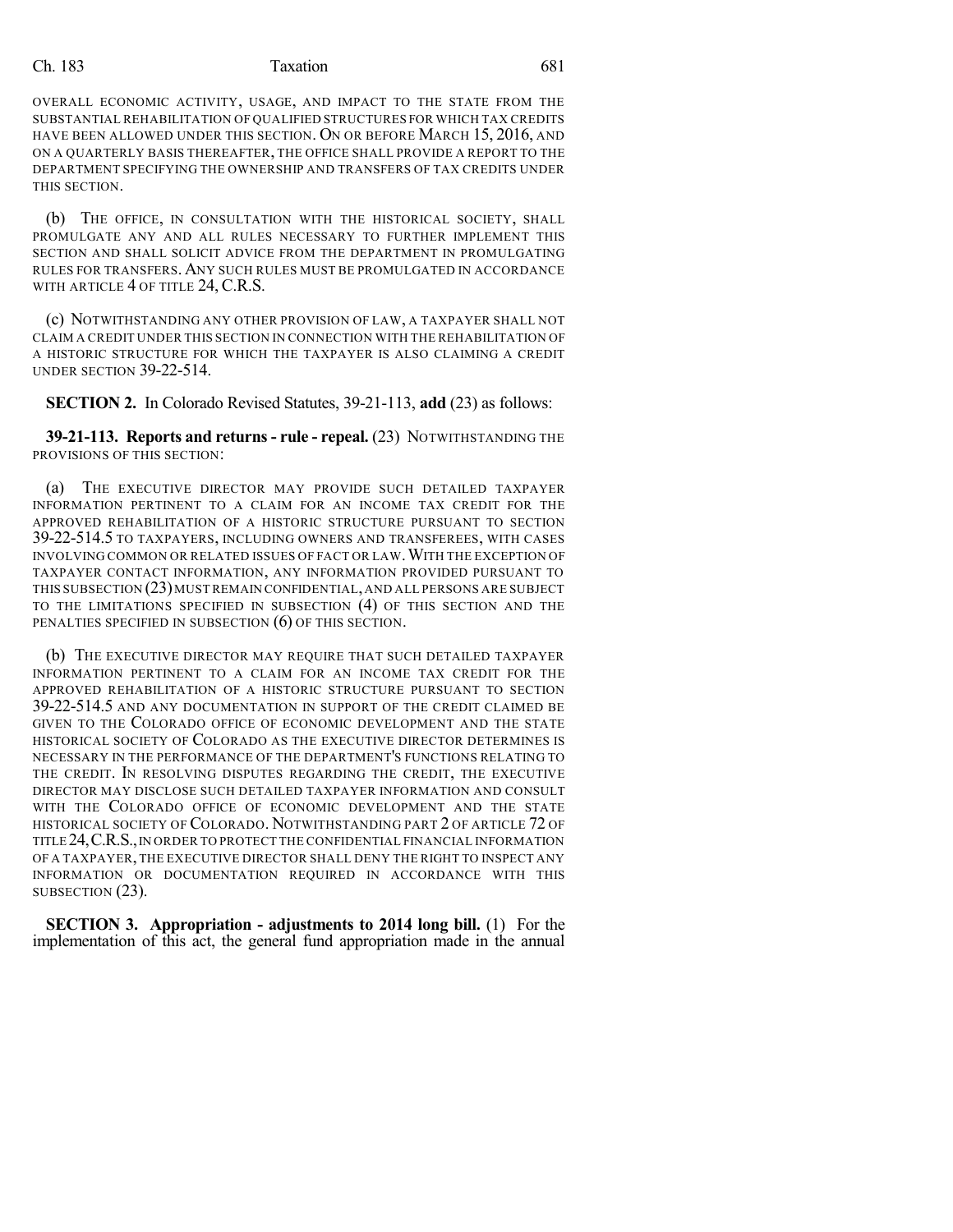OVERALL ECONOMIC ACTIVITY, USAGE, AND IMPACT TO THE STATE FROM THE SUBSTANTIAL REHABILITATION OF QUALIFIED STRUCTURES FOR WHICH TAX CREDITS HAVE BEEN ALLOWED UNDER THIS SECTION. ON OR BEFORE MARCH 15, 2016, AND ON A QUARTERLY BASIS THEREAFTER, THE OFFICE SHALL PROVIDE A REPORT TO THE DEPARTMENT SPECIFYING THE OWNERSHIP AND TRANSFERS OF TAX CREDITS UNDER THIS SECTION.

(b) THE OFFICE, IN CONSULTATION WITH THE HISTORICAL SOCIETY, SHALL PROMULGATE ANY AND ALL RULES NECESSARY TO FURTHER IMPLEMENT THIS SECTION AND SHALL SOLICIT ADVICE FROM THE DEPARTMENT IN PROMULGATING RULES FOR TRANSFERS. ANY SUCH RULES MUST BE PROMULGATED IN ACCORDANCE WITH ARTICLE 4 OF TITLE 24, C.R.S.

(c) NOTWITHSTANDING ANY OTHER PROVISION OF LAW, A TAXPAYER SHALL NOT CLAIM A CREDIT UNDER THIS SECTION IN CONNECTION WITH THE REHABILITATION OF A HISTORIC STRUCTURE FOR WHICH THE TAXPAYER IS ALSO CLAIMING A CREDIT UNDER SECTION 39-22-514.

**SECTION 2.** In Colorado Revised Statutes, 39-21-113, **add** (23) as follows:

**39-21-113. Reports and returns - rule - repeal.** (23) NOTWITHSTANDING THE PROVISIONS OF THIS SECTION:

(a) THE EXECUTIVE DIRECTOR MAY PROVIDE SUCH DETAILED TAXPAYER INFORMATION PERTINENT TO A CLAIM FOR AN INCOME TAX CREDIT FOR THE APPROVED REHABILITATION OF A HISTORIC STRUCTURE PURSUANT TO SECTION 39-22-514.5 TO TAXPAYERS, INCLUDING OWNERS AND TRANSFEREES, WITH CASES INVOLVING COMMON OR RELATED ISSUES OF FACT OR LAW. WITH THE EXCEPTION OF TAXPAYER CONTACT INFORMATION, ANY INFORMATION PROVIDED PURSUANT TO THIS SUBSECTION (23) MUST REMAIN CONFIDENTIAL, AND ALL PERSONS ARE SUBJECT TO THE LIMITATIONS SPECIFIED IN SUBSECTION (4) OF THIS SECTION AND THE PENALTIES SPECIFIED IN SUBSECTION (6) OF THIS SECTION.

(b) THE EXECUTIVE DIRECTOR MAY REQUIRE THAT SUCH DETAILED TAXPAYER INFORMATION PERTINENT TO A CLAIM FOR AN INCOME TAX CREDIT FOR THE APPROVED REHABILITATION OF A HISTORIC STRUCTURE PURSUANT TO SECTION 39-22-514.5 AND ANY DOCUMENTATION IN SUPPORT OF THE CREDIT CLAIMED BE GIVEN TO THE COLORADO OFFICE OF ECONOMIC DEVELOPMENT AND THE STATE HISTORICAL SOCIETY OF COLORADO AS THE EXECUTIVE DIRECTOR DETERMINES IS NECESSARY IN THE PERFORMANCE OF THE DEPARTMENT'S FUNCTIONS RELATING TO THE CREDIT. IN RESOLVING DISPUTES REGARDING THE CREDIT, THE EXECUTIVE DIRECTOR MAY DISCLOSE SUCH DETAILED TAXPAYER INFORMATION AND CONSULT WITH THE COLORADO OFFICE OF ECONOMIC DEVELOPMENT AND THE STATE HISTORICAL SOCIETY OF COLORADO. NOTWITHSTANDING PART 2 OF ARTICLE 72 OF TITLE 24, C.R.S., IN ORDER TO PROTECT THE CONFIDENTIAL FINANCIAL INFORMATION OF A TAXPAYER, THE EXECUTIVE DIRECTOR SHALL DENY THE RIGHT TO INSPECT ANY INFORMATION OR DOCUMENTATION REQUIRED IN ACCORDANCE WITH THIS SUBSECTION (23).

**SECTION 3. Appropriation - adjustments to 2014 long bill.** (1) For the implementation of this act, the general fund appropriation made in the annual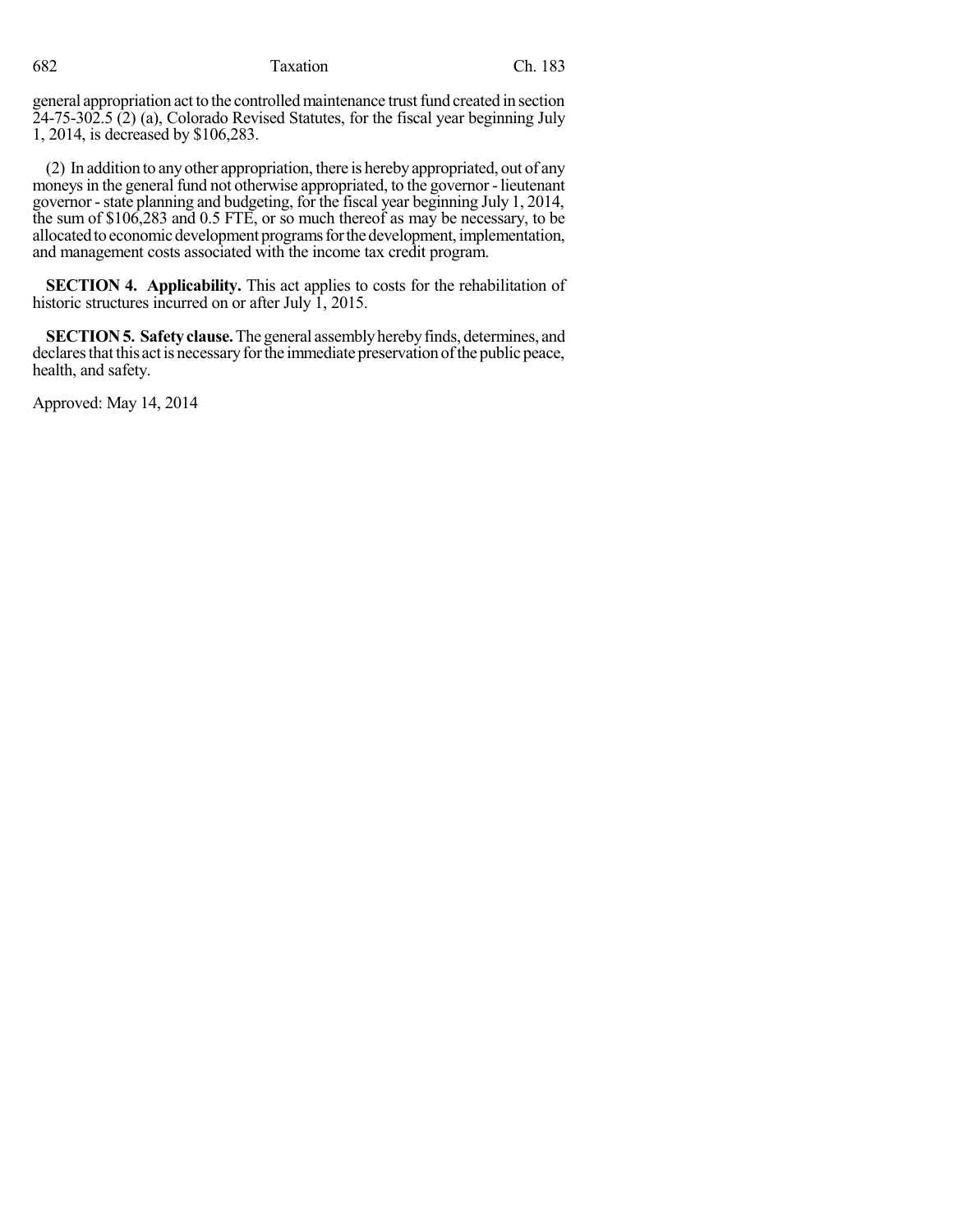general appropriation act to the controlled maintenance trust fund created in section 24-75-302.5 (2) (a), Colorado Revised Statutes, for the fiscal year beginning July 1, 2014, is decreased by $106,283.

(2) In addition to any other appropriation, there is hereby appropriated, out of any moneys in the general fund not otherwise appropriated, to the governor - lieutenant governor - state planning and budgeting, for the fiscal year beginning July 1, 2014, the sum of $106,283 and 0.5 FTE, or so much thereof as may be necessary, to be allocated to economic development programs for the development, implementation, and management costs associated with the income tax credit program.

**SECTION 4. Applicability.** This act applies to costs for the rehabilitation of historic structures incurred on or after July 1, 2015.

**SECTION 5. Safety clause.** The general assembly hereby finds, determines, and declares that this act is necessary for the immediate preservation of the public peace, health, and safety.

Approved: May 14, 2014